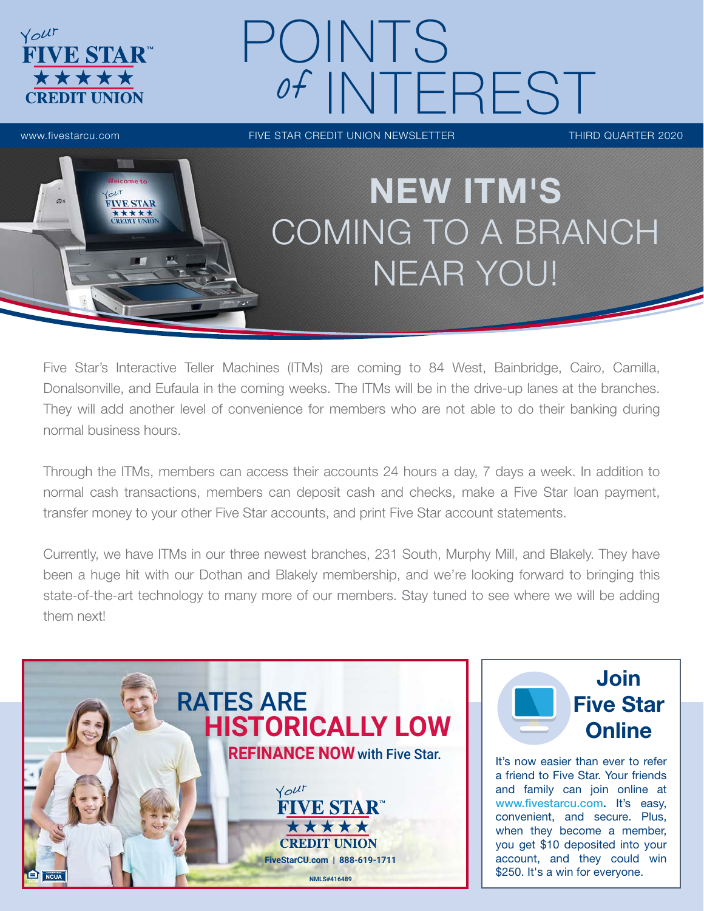# POINTS of INTEREST

www.fivestarcu.com | FIVE STAR CREDIT UNION NEWSLETTER | THIRD QUARTER 2020

## NEW ITM'S COMING TO A BRANCH NEAR YOU!

Five Star's Interactive Teller Machines (ITMs) are coming to 84 West, Bainbridge, Cairo, Camilla, Donalsonville, and Eufaula in the coming weeks. The ITMs will be in the drive-up lanes at the branches. They will add another level of convenience for members who are not able to do their banking during normal business hours.

Through the ITMs, members can access their accounts 24 hours a day, 7 days a week. In addition to normal cash transactions, members can deposit cash and checks, make a Five Star loan payment, transfer money to your other Five Star accounts, and print Five Star account statements.

Currently, we have ITMs in our three newest branches, 231 South, Murphy Mill, and Blakely. They have been a huge hit with our Dothan and Blakely membership, and we're looking forward to bringing this state-of-the-art technology to many more of our members. Stay tuned to see where we will be adding them next!

## RATES ARE HISTORICALLY LOW

**REFINANCE NOW with Five Star.**

Your Five Star Credit Union

FiveStarCU.com | 888-619-1711

NMLS#416489

## Join Five Star Online

It's now easier than ever to refer a friend to Five Star. Your friends and family can join online at www.fivestarcu.com. It's easy, convenient, and secure. Plus, when they become a member, you get $10 deposited into your account, and they could win $250. It's a win for everyone.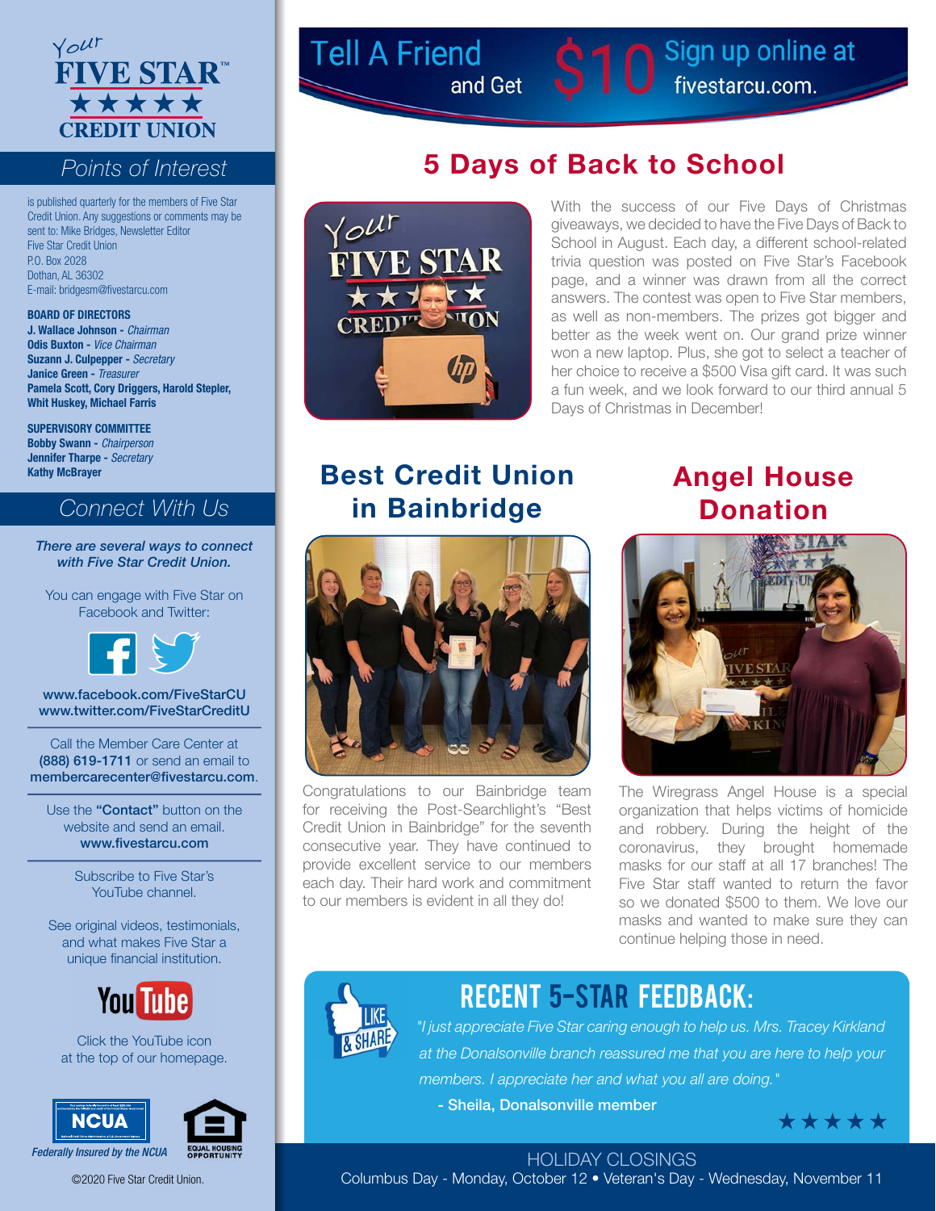Your FIVE STAR™ CREDIT UNION

## Points of Interest

is published quarterly for the members of Five Star Credit Union. Any suggestions or comments may be sent to: Mike Bridges, Newsletter Editor
Five Star Credit Union
P.O. Box 2028
Dothan, AL 36302
E-mail: bridgesm@fivestarcu.com

**BOARD OF DIRECTORS**
**J. Wallace Johnson** - *Chairman*
**Odis Buxton** - *Vice Chairman*
**Suzann J. Culpepper** - *Secretary*
**Janice Green** - *Treasurer*
**Pamela Scott, Cory Driggers, Harold Stepler, Whit Huskey, Michael Farris**

**SUPERVISORY COMMITTEE**
**Bobby Swann** - *Chairperson*
**Jennifer Tharpe** - *Secretary*
**Kathy McBrayer**

## Connect With Us

***There are several ways to connect with Five Star Credit Union.***

You can engage with Five Star on Facebook and Twitter:

**www.facebook.com/FiveStarCU**
**www.twitter.com/FiveStarCreditU**

Call the Member Care Center at **(888) 619-1711** or send an email to **membercarecenter@fivestarcu.com**.

Use the **"Contact"** button on the website and send an email.
**www.fivestarcu.com**

Subscribe to Five Star's YouTube channel.

See original videos, testimonials, and what makes Five Star a unique financial institution.

Click the YouTube icon at the top of our homepage.

*Federally Insured by the NCUA*

©2020 Five Star Credit Union.

# Tell A Friend and Get $10 Sign up online at fivestarcu.com.

## 5 Days of Back to School

With the success of our Five Days of Christmas giveaways, we decided to have the Five Days of Back to School in August. Each day, a different school-related trivia question was posted on Five Star's Facebook page, and a winner was drawn from all the correct answers. The contest was open to Five Star members, as well as non-members. The prizes got bigger and better as the week went on. Our grand prize winner won a new laptop. Plus, she got to select a teacher of her choice to receive a $500 Visa gift card. It was such a fun week, and we look forward to our third annual 5 Days of Christmas in December!

## Best Credit Union in Bainbridge

Congratulations to our Bainbridge team for receiving the Post-Searchlight's "Best Credit Union in Bainbridge" for the seventh consecutive year. They have continued to provide excellent service to our members each day. Their hard work and commitment to our members is evident in all they do!

## Angel House Donation

The Wiregrass Angel House is a special organization that helps victims of homicide and robbery. During the height of the coronavirus, they brought homemade masks for our staff at all 17 branches! The Five Star staff wanted to return the favor so we donated $500 to them. We love our masks and wanted to make sure they can continue helping those in need.

## RECENT 5-STAR FEEDBACK:

*"I just appreciate Five Star caring enough to help us. Mrs. Tracey Kirkland at the Donalsonville branch reassured me that you are here to help your members. I appreciate her and what you all are doing."*

**- Sheila, Donalsonville member**

★★★★★

HOLIDAY CLOSINGS
Columbus Day - Monday, October 12 • Veteran's Day - Wednesday, November 11